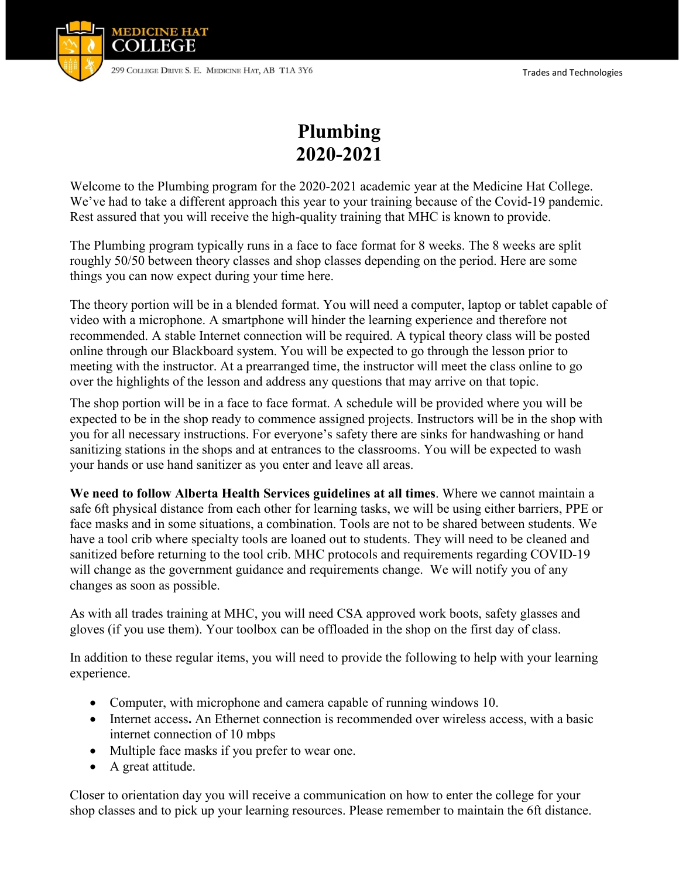MEDICINE HAT COLLEGE

299 College Drive S. E. Medicine Hat, AB T1A 3Y6

Trades and Technologies

# Plumbing 2020-2021

Welcome to the Plumbing program for the 2020-2021 academic year at the Medicine Hat College. We've had to take a different approach this year to your training because of the Covid-19 pandemic. Rest assured that you will receive the high-quality training that MHC is known to provide.

The Plumbing program typically runs in a face to face format for 8 weeks. The 8 weeks are split roughly 50/50 between theory classes and shop classes depending on the period. Here are some things you can now expect during your time here.

The theory portion will be in a blended format. You will need a computer, laptop or tablet capable of video with a microphone. A smartphone will hinder the learning experience and therefore not recommended. A stable Internet connection will be required. A typical theory class will be posted online through our Blackboard system. You will be expected to go through the lesson prior to meeting with the instructor. At a prearranged time, the instructor will meet the class online to go over the highlights of the lesson and address any questions that may arrive on that topic.

The shop portion will be in a face to face format. A schedule will be provided where you will be expected to be in the shop ready to commence assigned projects. Instructors will be in the shop with you for all necessary instructions. For everyone's safety there are sinks for handwashing or hand sanitizing stations in the shops and at entrances to the classrooms. You will be expected to wash your hands or use hand sanitizer as you enter and leave all areas.

**We need to follow Alberta Health Services guidelines at all times**. Where we cannot maintain a safe 6ft physical distance from each other for learning tasks, we will be using either barriers, PPE or face masks and in some situations, a combination. Tools are not to be shared between students. We have a tool crib where specialty tools are loaned out to students. They will need to be cleaned and sanitized before returning to the tool crib. MHC protocols and requirements regarding COVID-19 will change as the government guidance and requirements change. We will notify you of any changes as soon as possible.

As with all trades training at MHC, you will need CSA approved work boots, safety glasses and gloves (if you use them). Your toolbox can be offloaded in the shop on the first day of class.

In addition to these regular items, you will need to provide the following to help with your learning experience.

- Computer, with microphone and camera capable of running windows 10.
- Internet access**.** An Ethernet connection is recommended over wireless access, with a basic internet connection of 10 mbps
- Multiple face masks if you prefer to wear one.
- A great attitude.

Closer to orientation day you will receive a communication on how to enter the college for your shop classes and to pick up your learning resources. Please remember to maintain the 6ft distance.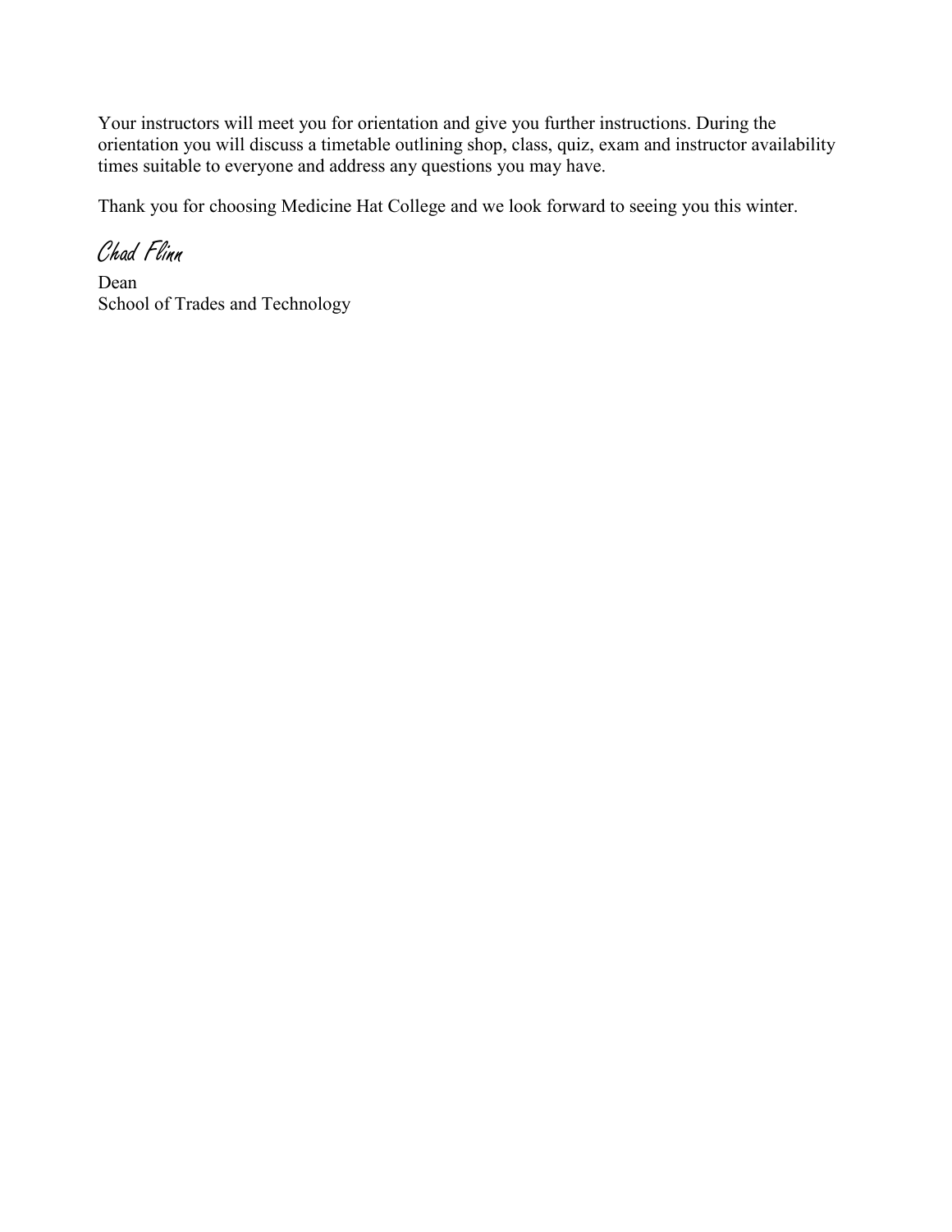Your instructors will meet you for orientation and give you further instructions. During the orientation you will discuss a timetable outlining shop, class, quiz, exam and instructor availability times suitable to everyone and address any questions you may have.

Thank you for choosing Medicine Hat College and we look forward to seeing you this winter.

*Chad Flinn*

Dean
School of Trades and Technology